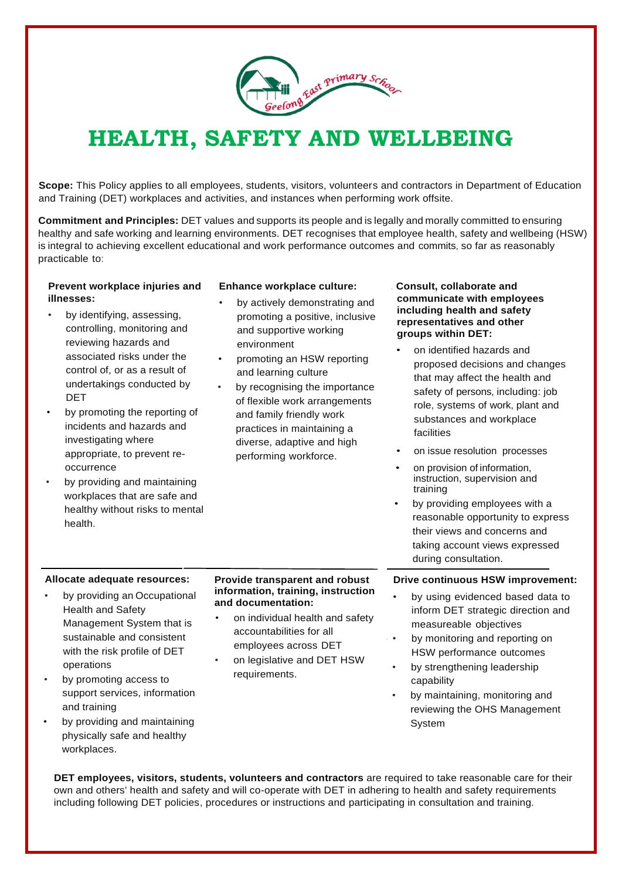# HEALTH, SAFETY AND WELLBEING

**Scope:** This Policy applies to all employees, students, visitors, volunteers and contractors in Department of Education and Training (DET) workplaces and activities, and instances when performing work offsite.

**Commitment and Principles:** DET values and supports its people and is legally and morally committed to ensuring healthy and safe working and learning environments. DET recognises that employee health, safety and wellbeing (HSW) is integral to achieving excellent educational and work performance outcomes and commits, so far as reasonably practicable to:

**Prevent workplace injuries and illnesses:**

- by identifying, assessing, controlling, monitoring and reviewing hazards and associated risks under the control of, or as a result of undertakings conducted by DET
- by promoting the reporting of incidents and hazards and investigating where appropriate, to prevent re-occurrence
- by providing and maintaining workplaces that are safe and healthy without risks to mental health.

**Enhance workplace culture:**

- by actively demonstrating and promoting a positive, inclusive and supportive working environment
- promoting an HSW reporting and learning culture
- by recognising the importance of flexible work arrangements and family friendly work practices in maintaining a diverse, adaptive and high performing workforce.

**Consult, collaborate and communicate with employees including health and safety representatives and other groups within DET:**

- on identified hazards and proposed decisions and changes that may affect the health and safety of persons, including: job role, systems of work, plant and substances and workplace facilities
- on issue resolution processes
- on provision of information, instruction, supervision and training
- by providing employees with a reasonable opportunity to express their views and concerns and taking account views expressed during consultation.

**Allocate adequate resources:**

- by providing an Occupational Health and Safety Management System that is sustainable and consistent with the risk profile of DET operations
- by promoting access to support services, information and training
- by providing and maintaining physically safe and healthy workplaces.

**Provide transparent and robust information, training, instruction and documentation:**

- on individual health and safety accountabilities for all employees across DET
- on legislative and DET HSW requirements.

**Drive continuous HSW improvement:**

- by using evidenced based data to inform DET strategic direction and measureable objectives
- by monitoring and reporting on HSW performance outcomes
- by strengthening leadership capability
- by maintaining, monitoring and reviewing the OHS Management System

**DET employees, visitors, students, volunteers and contractors** are required to take reasonable care for their own and others' health and safety and will co-operate with DET in adhering to health and safety requirements including following DET policies, procedures or instructions and participating in consultation and training.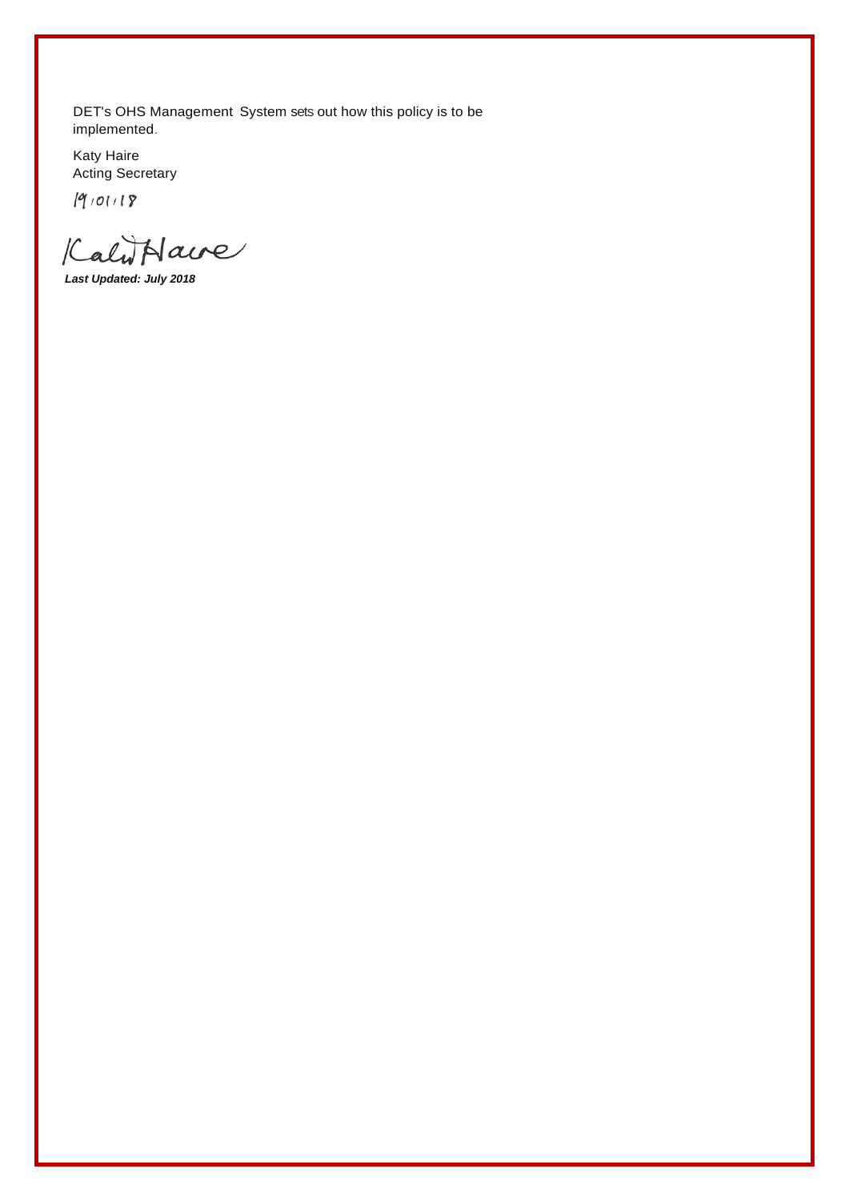DET's OHS Management System sets out how this policy is to be implemented.

Katy Haire
Acting Secretary

19/01/18

***Last Updated: July 2018***